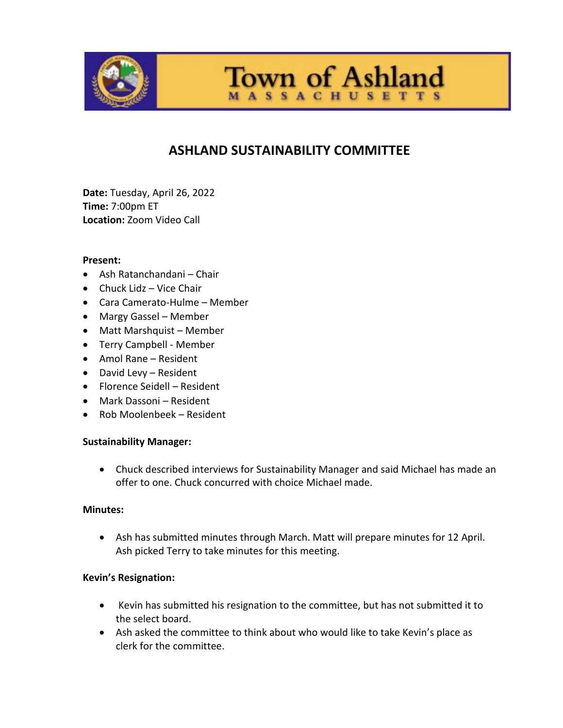# Town of Ashland
MASSACHUSETTS

## ASHLAND SUSTAINABILITY COMMITTEE

**Date:** Tuesday, April 26, 2022
**Time:** 7:00pm ET
**Location:** Zoom Video Call

**Present:**

- Ash Ratanchandani – Chair
- Chuck Lidz – Vice Chair
- Cara Camerato-Hulme – Member
- Margy Gassel – Member
- Matt Marshquist – Member
- Terry Campbell - Member
- Amol Rane – Resident
- David Levy – Resident
- Florence Seidell – Resident
- Mark Dassoni – Resident
- Rob Moolenbeek – Resident

**Sustainability Manager:**

- Chuck described interviews for Sustainability Manager and said Michael has made an offer to one. Chuck concurred with choice Michael made.

**Minutes:**

- Ash has submitted minutes through March. Matt will prepare minutes for 12 April. Ash picked Terry to take minutes for this meeting.

**Kevin's Resignation:**

- Kevin has submitted his resignation to the committee, but has not submitted it to the select board.
- Ash asked the committee to think about who would like to take Kevin's place as clerk for the committee.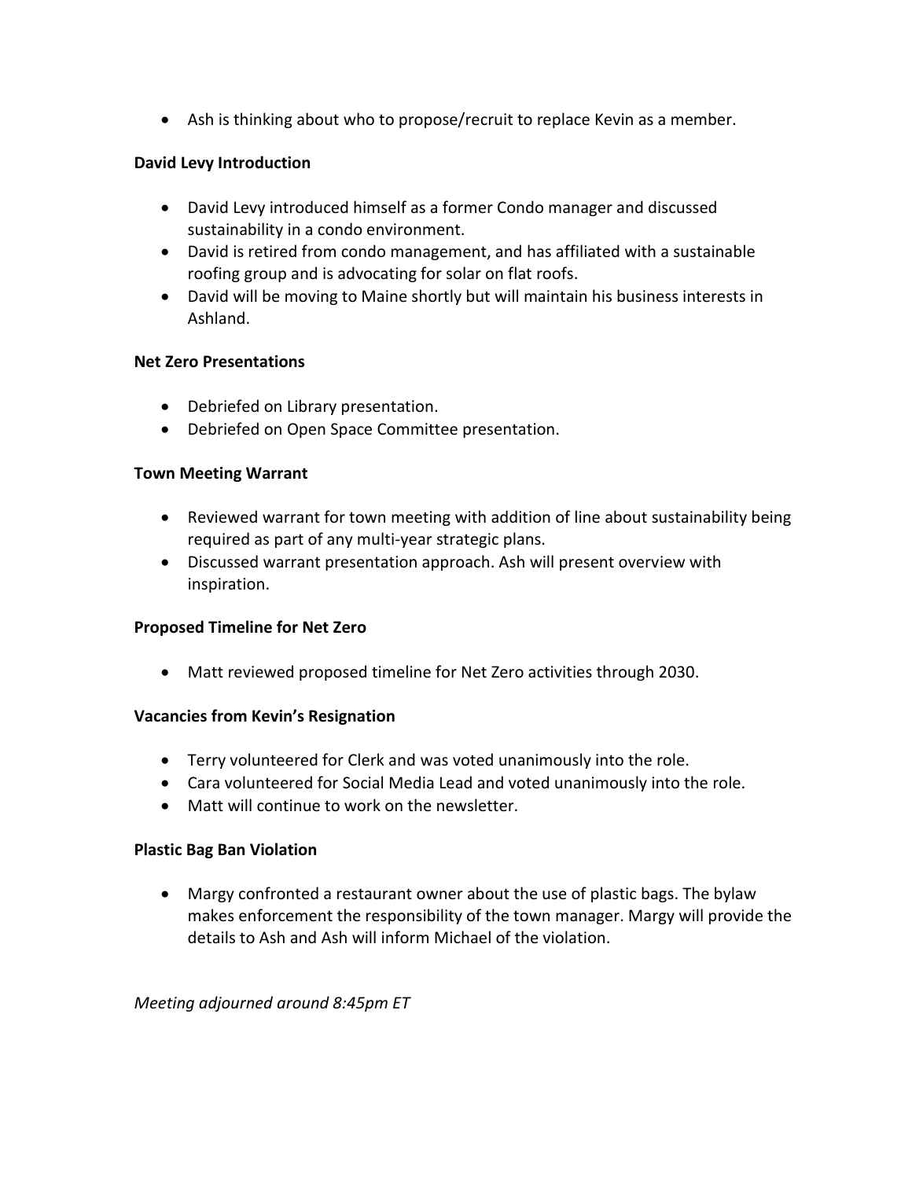- Ash is thinking about who to propose/recruit to replace Kevin as a member.

**David Levy Introduction**

- David Levy introduced himself as a former Condo manager and discussed sustainability in a condo environment.
- David is retired from condo management, and has affiliated with a sustainable roofing group and is advocating for solar on flat roofs.
- David will be moving to Maine shortly but will maintain his business interests in Ashland.

**Net Zero Presentations**

- Debriefed on Library presentation.
- Debriefed on Open Space Committee presentation.

**Town Meeting Warrant**

- Reviewed warrant for town meeting with addition of line about sustainability being required as part of any multi-year strategic plans.
- Discussed warrant presentation approach. Ash will present overview with inspiration.

**Proposed Timeline for Net Zero**

- Matt reviewed proposed timeline for Net Zero activities through 2030.

**Vacancies from Kevin's Resignation**

- Terry volunteered for Clerk and was voted unanimously into the role.
- Cara volunteered for Social Media Lead and voted unanimously into the role.
- Matt will continue to work on the newsletter.

**Plastic Bag Ban Violation**

- Margy confronted a restaurant owner about the use of plastic bags. The bylaw makes enforcement the responsibility of the town manager. Margy will provide the details to Ash and Ash will inform Michael of the violation.

*Meeting adjourned around 8:45pm ET*